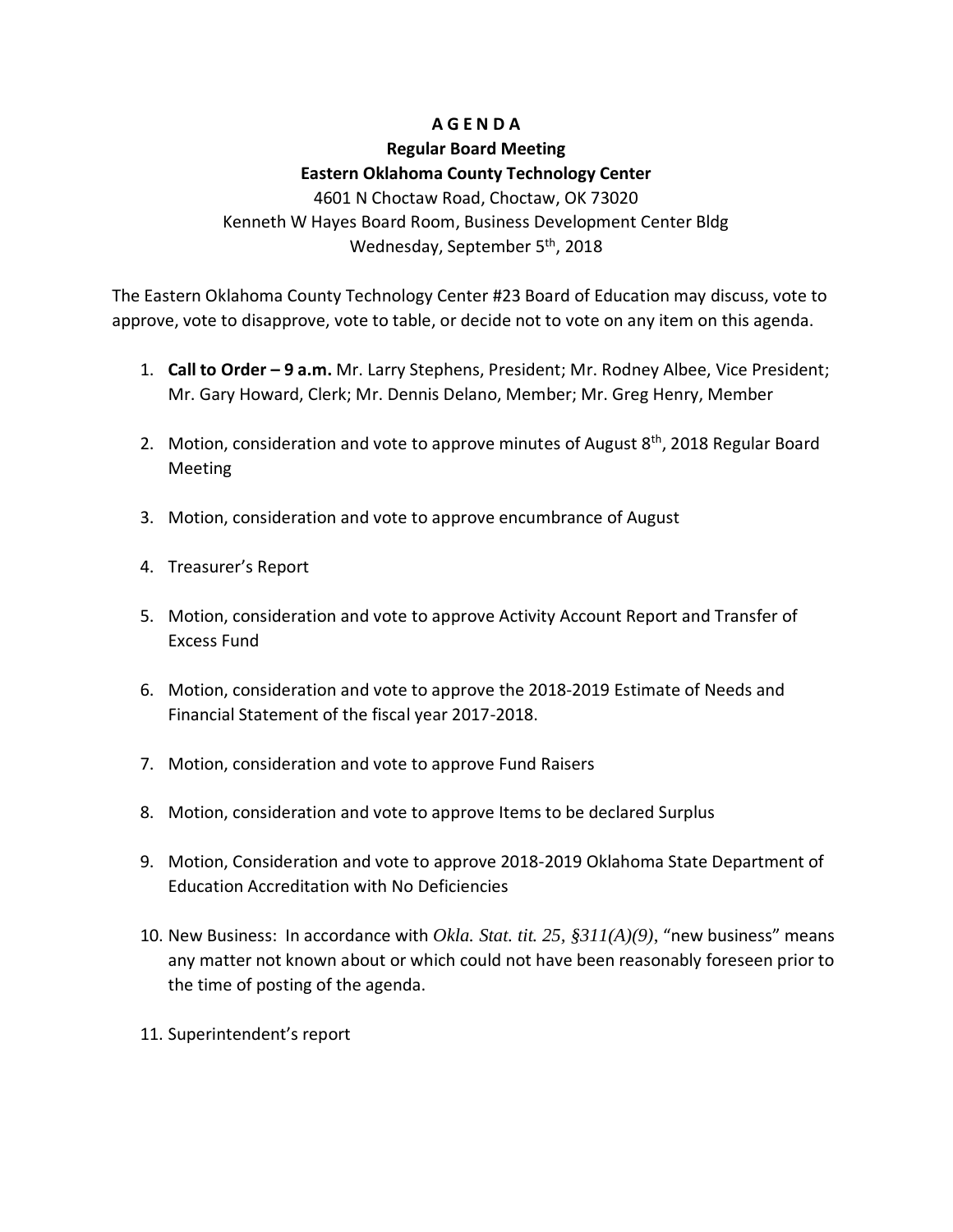# A G E N D A

## Regular Board Meeting

## Eastern Oklahoma County Technology Center

4601 N Choctaw Road, Choctaw, OK 73020

Kenneth W Hayes Board Room, Business Development Center Bldg

Wednesday, September 5th, 2018

The Eastern Oklahoma County Technology Center #23 Board of Education may discuss, vote to approve, vote to disapprove, vote to table, or decide not to vote on any item on this agenda.

1. **Call to Order – 9 a.m.** Mr. Larry Stephens, President; Mr. Rodney Albee, Vice President; Mr. Gary Howard, Clerk; Mr. Dennis Delano, Member; Mr. Greg Henry, Member

2. Motion, consideration and vote to approve minutes of August 8th, 2018 Regular Board Meeting

3. Motion, consideration and vote to approve encumbrance of August

4. Treasurer's Report

5. Motion, consideration and vote to approve Activity Account Report and Transfer of Excess Fund

6. Motion, consideration and vote to approve the 2018-2019 Estimate of Needs and Financial Statement of the fiscal year 2017-2018.

7. Motion, consideration and vote to approve Fund Raisers

8. Motion, consideration and vote to approve Items to be declared Surplus

9. Motion, Consideration and vote to approve 2018-2019 Oklahoma State Department of Education Accreditation with No Deficiencies

10. New Business: In accordance with *Okla. Stat. tit. 25, §311(A)(9)*, "new business" means any matter not known about or which could not have been reasonably foreseen prior to the time of posting of the agenda.

11. Superintendent's report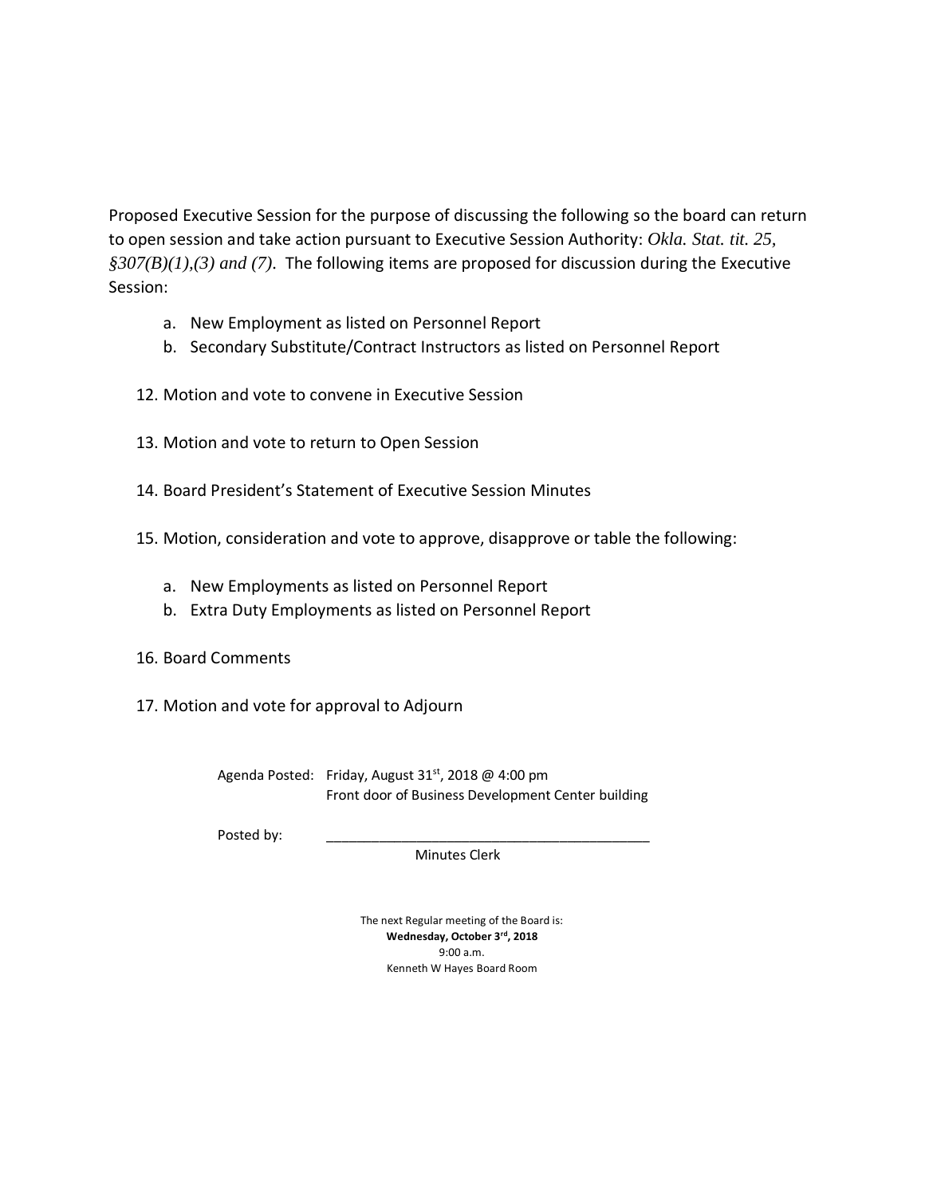Proposed Executive Session for the purpose of discussing the following so the board can return to open session and take action pursuant to Executive Session Authority: *Okla. Stat. tit. 25, §307(B)(1),(3) and (7).* The following items are proposed for discussion during the Executive Session:

a. New Employment as listed on Personnel Report
b. Secondary Substitute/Contract Instructors as listed on Personnel Report

12. Motion and vote to convene in Executive Session

13. Motion and vote to return to Open Session

14. Board President's Statement of Executive Session Minutes

15. Motion, consideration and vote to approve, disapprove or table the following:

    a. New Employments as listed on Personnel Report
    b. Extra Duty Employments as listed on Personnel Report

16. Board Comments

17. Motion and vote for approval to Adjourn

Agenda Posted: Friday, August 31st, 2018 @ 4:00 pm
Front door of Business Development Center building

Posted by: ___________________________________________
Minutes Clerk

The next Regular meeting of the Board is:
**Wednesday, October 3rd, 2018**
9:00 a.m.
Kenneth W Hayes Board Room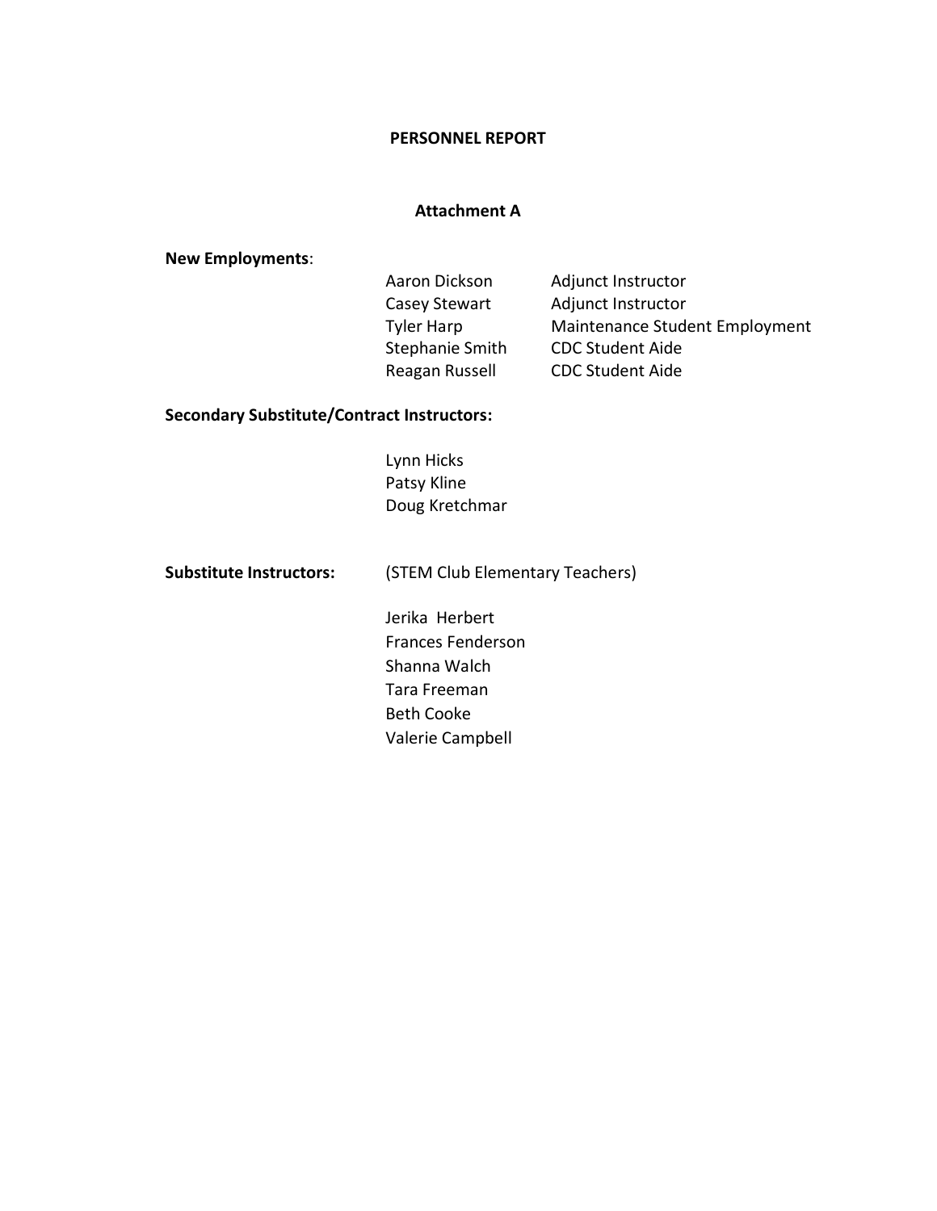**PERSONNEL REPORT**

**Attachment A**

**New Employments**:

| | |
|---|---|
| Aaron Dickson | Adjunct Instructor |
| Casey Stewart | Adjunct Instructor |
| Tyler Harp | Maintenance Student Employment |
| Stephanie Smith | CDC Student Aide |
| Reagan Russell | CDC Student Aide |

**Secondary Substitute/Contract Instructors:**

Lynn Hicks
Patsy Kline
Doug Kretchmar

**Substitute Instructors:** (STEM Club Elementary Teachers)

Jerika Herbert
Frances Fenderson
Shanna Walch
Tara Freeman
Beth Cooke
Valerie Campbell